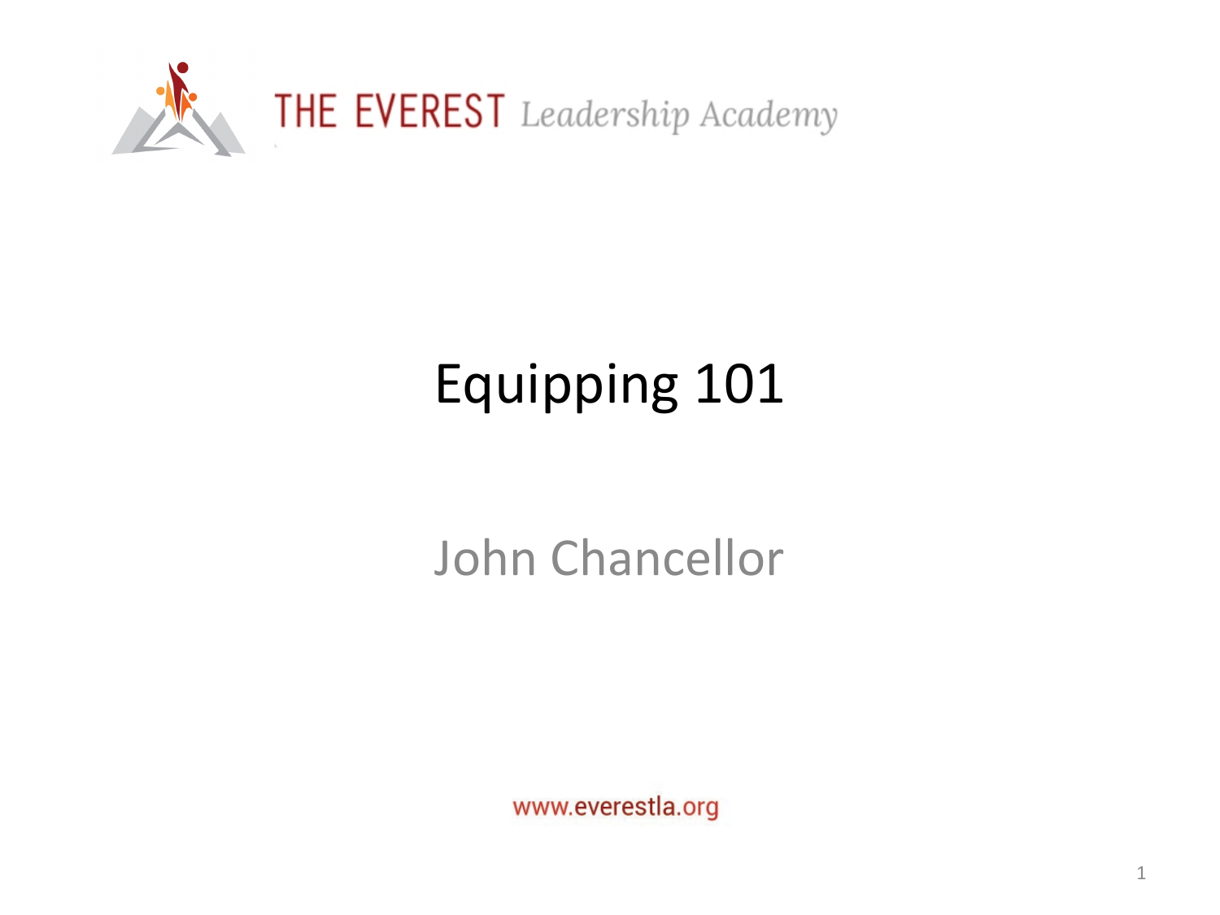THE EVEREST *Leadership Academy*

# Equipping 101

John Chancellor

www.everestla.org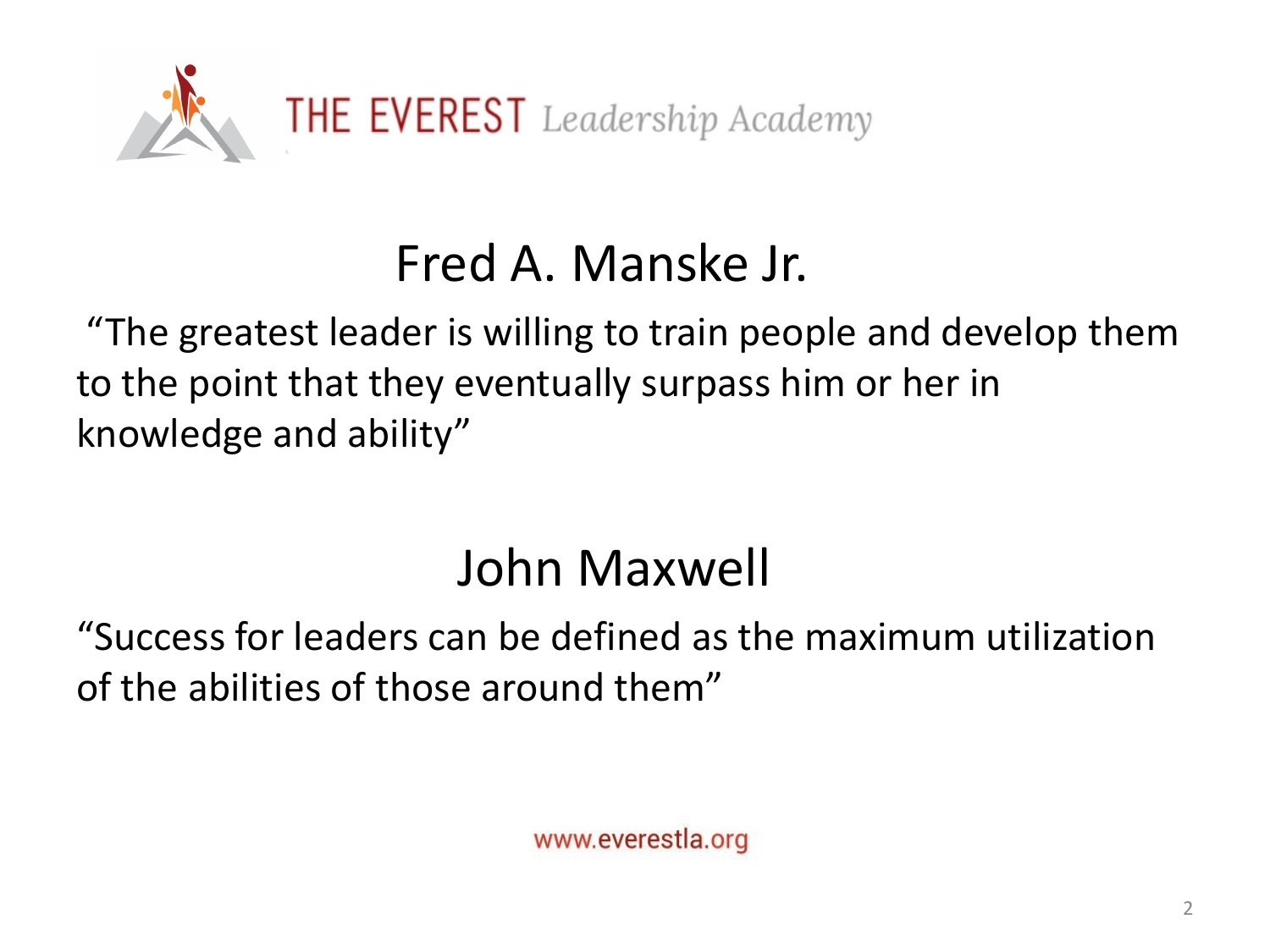THE EVEREST *Leadership Academy*

## Fred A. Manske Jr.

"The greatest leader is willing to train people and develop them to the point that they eventually surpass him or her in knowledge and ability"

## John Maxwell

"Success for leaders can be defined as the maximum utilization of the abilities of those around them"

www.everestla.org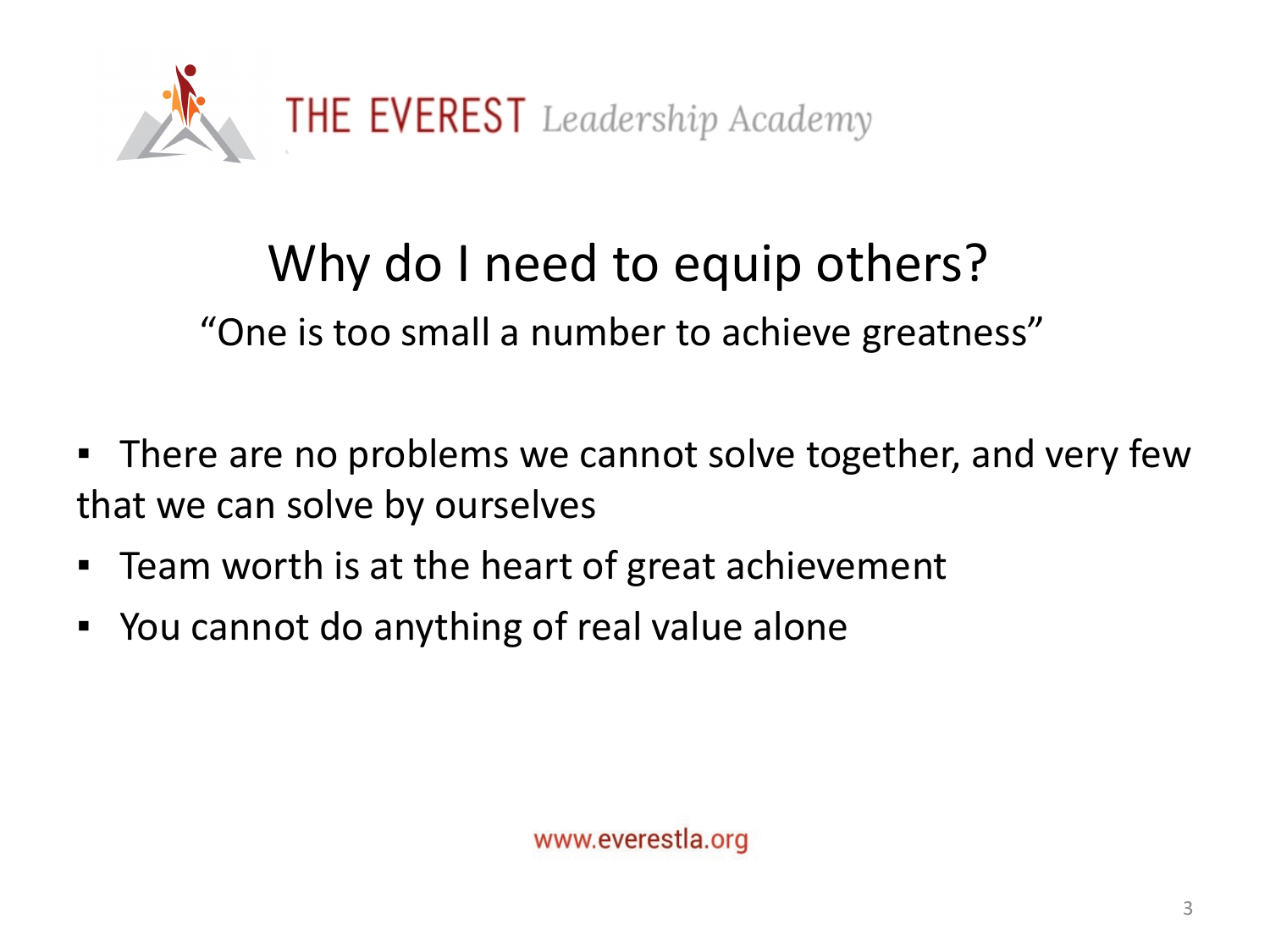THE EVEREST *Leadership Academy*

# Why do I need to equip others?

"One is too small a number to achieve greatness"

- There are no problems we cannot solve together, and very few that we can solve by ourselves
- Team worth is at the heart of great achievement
- You cannot do anything of real value alone

www.everestla.org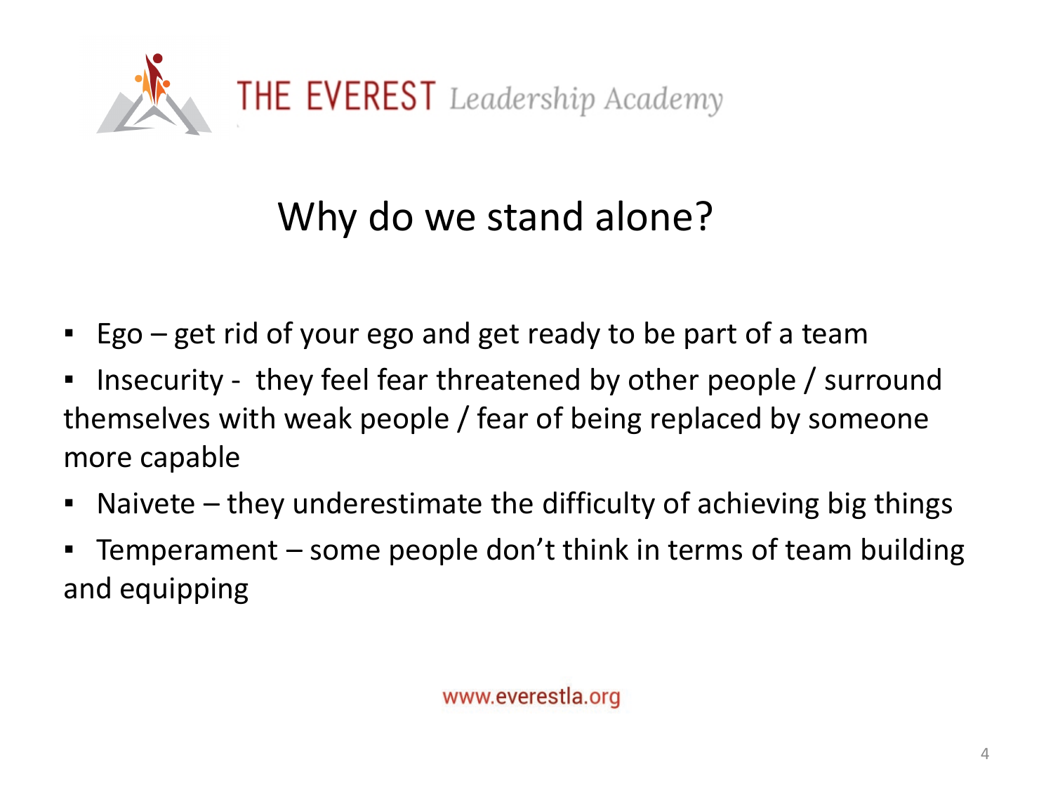# Why do we stand alone?

- Ego – get rid of your ego and get ready to be part of a team
- Insecurity - they feel fear threatened by other people / surround themselves with weak people / fear of being replaced by someone more capable
- Naivete – they underestimate the difficulty of achieving big things
- Temperament – some people don't think in terms of team building and equipping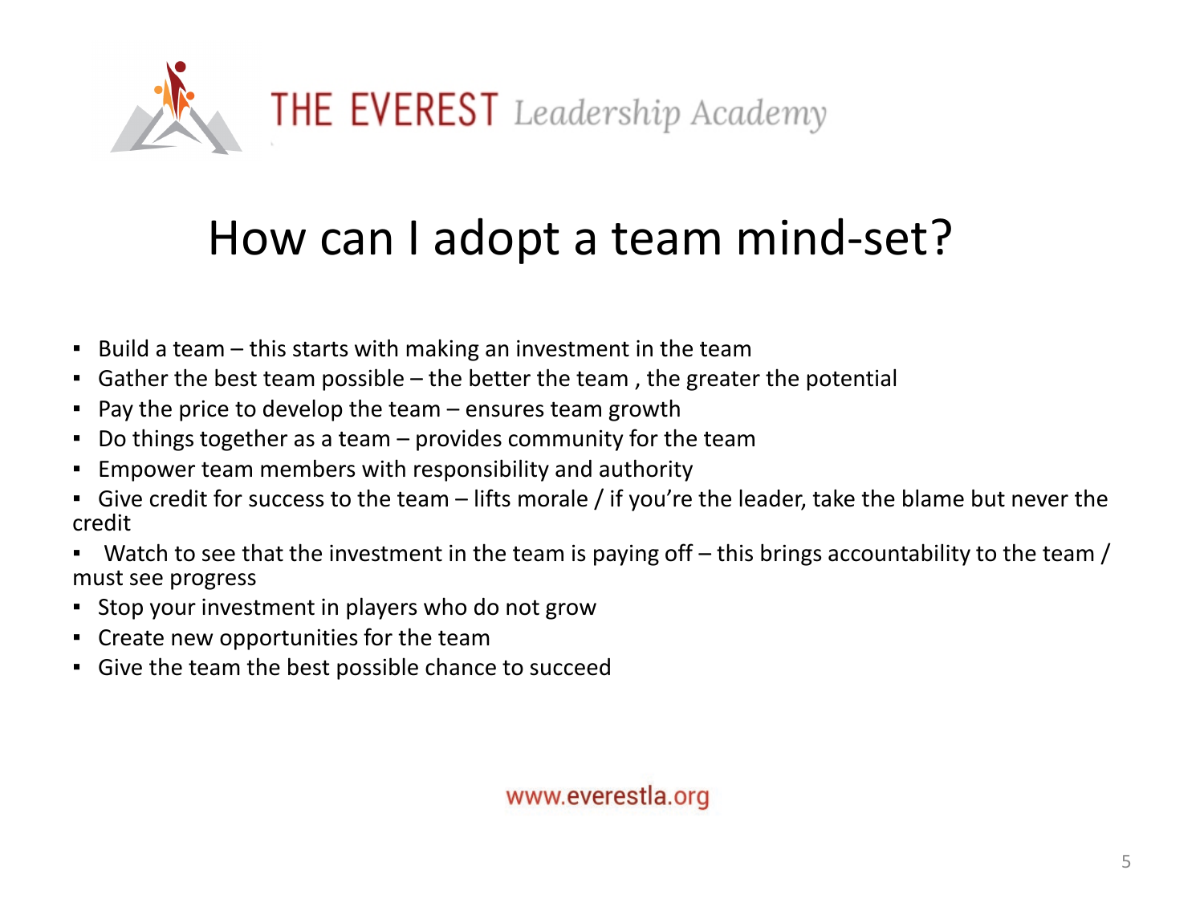THE EVEREST *Leadership Academy*

# How can I adopt a team mind-set?

- Build a team – this starts with making an investment in the team
- Gather the best team possible – the better the team , the greater the potential
- Pay the price to develop the team – ensures team growth
- Do things together as a team – provides community for the team
- Empower team members with responsibility and authority
- Give credit for success to the team – lifts morale / if you're the leader, take the blame but never the credit
- Watch to see that the investment in the team is paying off – this brings accountability to the team / must see progress
- Stop your investment in players who do not grow
- Create new opportunities for the team
- Give the team the best possible chance to succeed

www.everestla.org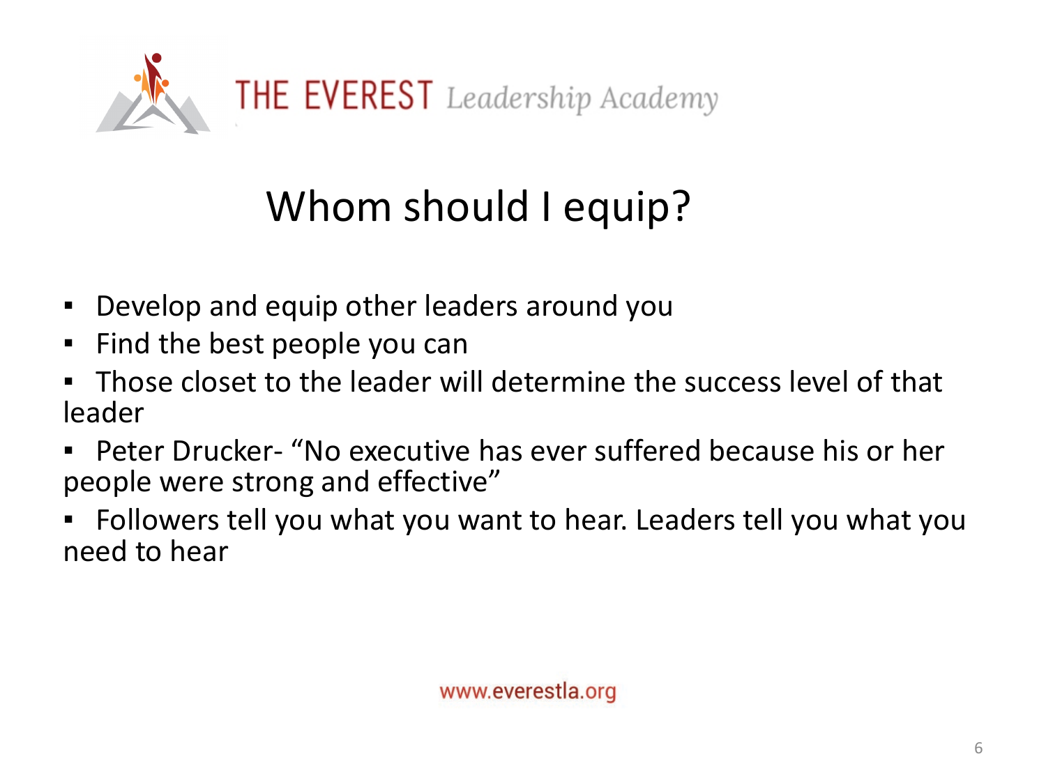# Whom should I equip?

- Develop and equip other leaders around you
- Find the best people you can
- Those closet to the leader will determine the success level of that leader
- Peter Drucker- "No executive has ever suffered because his or her people were strong and effective"
- Followers tell you what you want to hear. Leaders tell you what you need to hear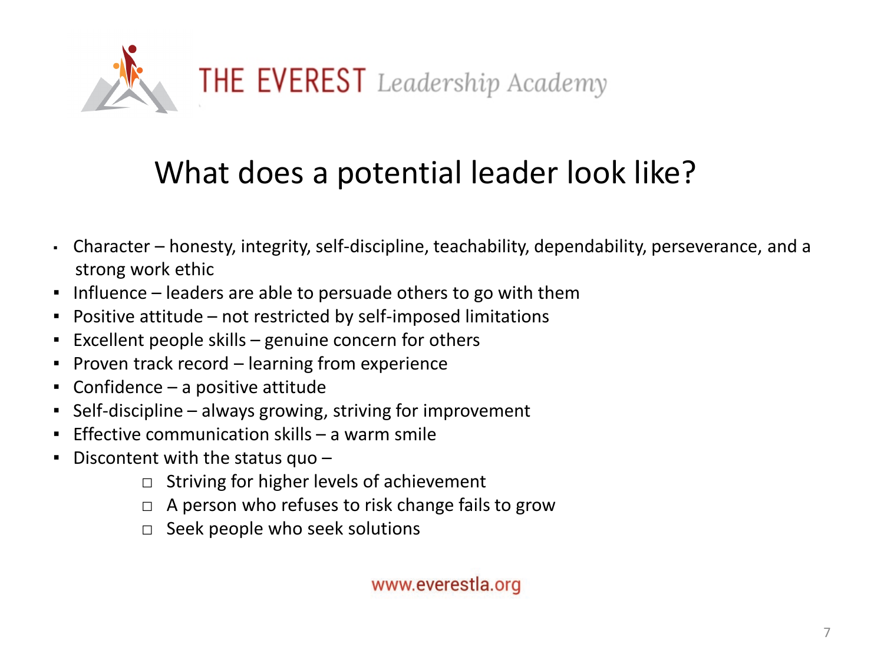THE EVEREST *Leadership Academy*

# What does a potential leader look like?

- Character – honesty, integrity, self-discipline, teachability, dependability, perseverance, and a strong work ethic
- Influence – leaders are able to persuade others to go with them
- Positive attitude – not restricted by self-imposed limitations
- Excellent people skills – genuine concern for others
- Proven track record – learning from experience
- Confidence – a positive attitude
- Self-discipline – always growing, striving for improvement
- Effective communication skills – a warm smile
- Discontent with the status quo –
    - Striving for higher levels of achievement
    - A person who refuses to risk change fails to grow
    - Seek people who seek solutions

www.everestla.org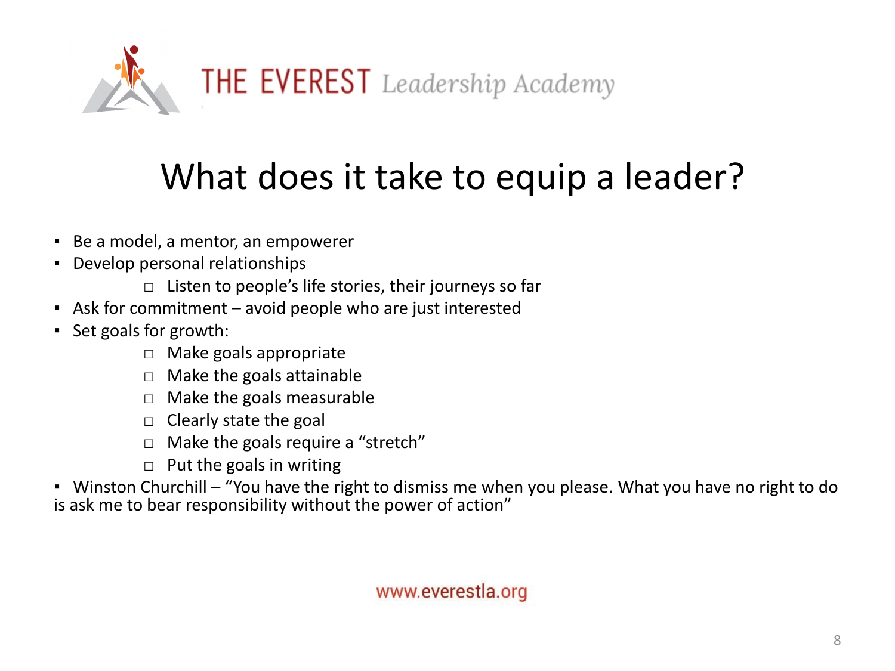THE EVEREST *Leadership Academy*

# What does it take to equip a leader?

- Be a model, a mentor, an empowerer
- Develop personal relationships
  - Listen to people's life stories, their journeys so far
- Ask for commitment – avoid people who are just interested
- Set goals for growth:
  - Make goals appropriate
  - Make the goals attainable
  - Make the goals measurable
  - Clearly state the goal
  - Make the goals require a "stretch"
  - Put the goals in writing
- Winston Churchill – "You have the right to dismiss me when you please. What you have no right to do is ask me to bear responsibility without the power of action"

www.everestla.org